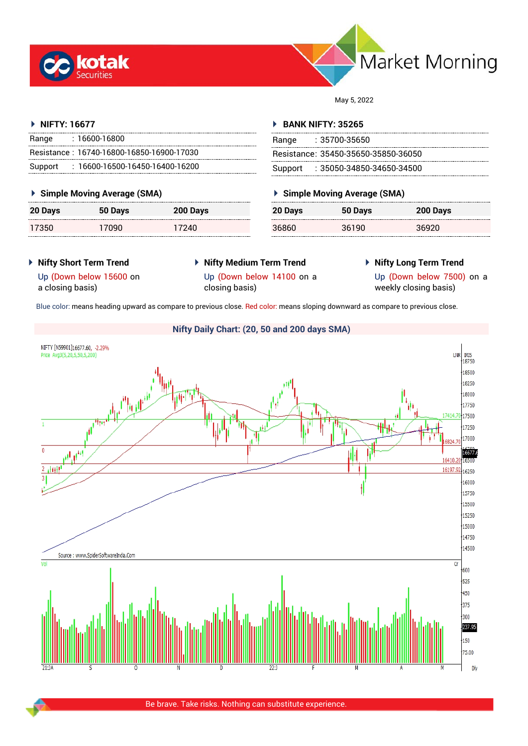# Market Morning

May 5, 2022

## NIFTY: 16677

| | |
|---|---|
| Range | : 16600-16800 |
| Resistance | : 16740-16800-16850-16900-17030 |
| Support | : 16600-16500-16450-16400-16200 |

### Simple Moving Average (SMA)

| 20 Days | 50 Days | 200 Days |
|---|---|---|
| 17350 | 17090 | 17240 |

## BANK NIFTY: 35265

| | |
|---|---|
| Range | : 35700-35650 |
| Resistance | : 35450-35650-35850-36050 |
| Support | : 35050-34850-34650-34500 |

### Simple Moving Average (SMA)

| 20 Days | 50 Days | 200 Days |
|---|---|---|
| 36860 | 36190 | 36920 |

### Nifty Short Term Trend

Up (Down below 15600 on a closing basis)

### Nifty Medium Term Trend

Up (Down below 14100 on a closing basis)

### Nifty Long Term Trend

Up (Down below 7500) on a weekly closing basis)

Blue color: means heading upward as compare to previous close. Red color: means sloping downward as compare to previous close.

### Nifty Daily Chart: (20, 50 and 200 days SMA)

Be brave. Take risks. Nothing can substitute experience.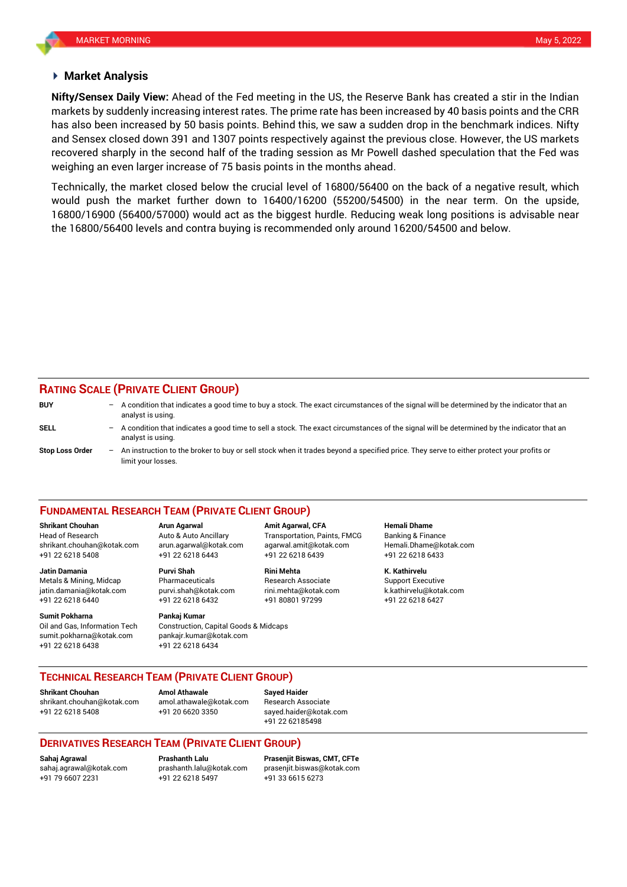## Market Analysis

**Nifty/Sensex Daily View:** Ahead of the Fed meeting in the US, the Reserve Bank has created a stir in the Indian markets by suddenly increasing interest rates. The prime rate has been increased by 40 basis points and the CRR has also been increased by 50 basis points. Behind this, we saw a sudden drop in the benchmark indices. Nifty and Sensex closed down 391 and 1307 points respectively against the previous close. However, the US markets recovered sharply in the second half of the trading session as Mr Powell dashed speculation that the Fed was weighing an even larger increase of 75 basis points in the months ahead.

Technically, the market closed below the crucial level of 16800/56400 on the back of a negative result, which would push the market further down to 16400/16200 (55200/54500) in the near term. On the upside, 16800/16900 (56400/57000) would act as the biggest hurdle. Reducing weak long positions is advisable near the 16800/56400 levels and contra buying is recommended only around 16200/54500 and below.

## RATING SCALE (PRIVATE CLIENT GROUP)

| | | |
|---|---|---|
| **BUY** | – | A condition that indicates a good time to buy a stock. The exact circumstances of the signal will be determined by the indicator that an analyst is using. |
| **SELL** | – | A condition that indicates a good time to sell a stock. The exact circumstances of the signal will be determined by the indicator that an analyst is using. |
| **Stop Loss Order** | – | An instruction to the broker to buy or sell stock when it trades beyond a specified price. They serve to either protect your profits or limit your losses. |

## FUNDAMENTAL RESEARCH TEAM (PRIVATE CLIENT GROUP)

**Shrikant Chouhan**
Head of Research
shrikant.chouhan@kotak.com
+91 22 6218 5408

**Arun Agarwal**
Auto & Auto Ancillary
arun.agarwal@kotak.com
+91 22 6218 6443

**Amit Agarwal, CFA**
Transportation, Paints, FMCG
agarwal.amit@kotak.com
+91 22 6218 6439

**Hemali Dhame**
Banking & Finance
Hemali.Dhame@kotak.com
+91 22 6218 6433

**Jatin Damania**
Metals & Mining, Midcap
jatin.damania@kotak.com
+91 22 6218 6440

**Purvi Shah**
Pharmaceuticals
purvi.shah@kotak.com
+91 22 6218 6432

**Rini Mehta**
Research Associate
rini.mehta@kotak.com
+91 80801 97299

**K. Kathirvelu**
Support Executive
k.kathirvelu@kotak.com
+91 22 6218 6427

**Sumit Pokharna**
Oil and Gas, Information Tech
sumit.pokharna@kotak.com
+91 22 6218 6438

**Pankaj Kumar**
Construction, Capital Goods & Midcaps
pankajr.kumar@kotak.com
+91 22 6218 6434

## TECHNICAL RESEARCH TEAM (PRIVATE CLIENT GROUP)

**Shrikant Chouhan**
shrikant.chouhan@kotak.com
+91 22 6218 5408

**Amol Athawale**
amol.athawale@kotak.com
+91 20 6620 3350

**Sayed Haider**
Research Associate
sayed.haider@kotak.com
+91 22 62185498

## DERIVATIVES RESEARCH TEAM (PRIVATE CLIENT GROUP)

**Sahaj Agrawal**
sahaj.agrawal@kotak.com
+91 79 6607 2231

**Prashanth Lalu**
prashanth.lalu@kotak.com
+91 22 6218 5497

**Prasenjit Biswas, CMT, CFTe**
prasenjit.biswas@kotak.com
+91 33 6615 6273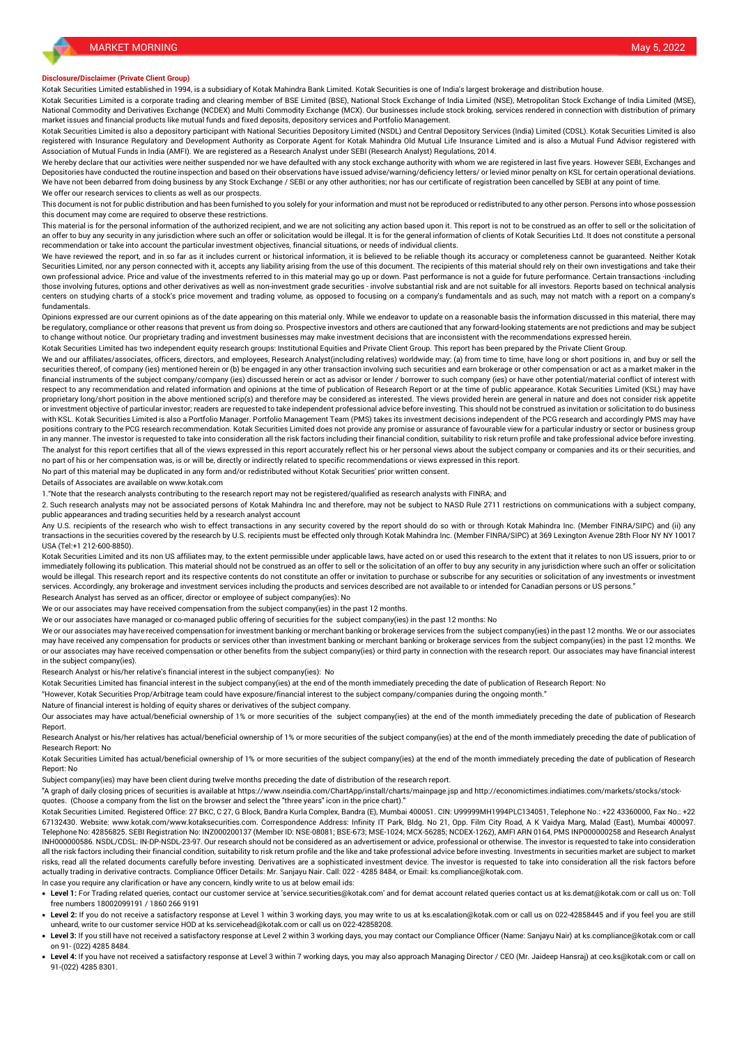**Disclosure/Disclaimer (Private Client Group)**

Kotak Securities Limited established in 1994, is a subsidiary of Kotak Mahindra Bank Limited. Kotak Securities is one of India's largest brokerage and distribution house.

Kotak Securities Limited is a corporate trading and clearing member of BSE Limited (BSE), National Stock Exchange of India Limited (NSE), Metropolitan Stock Exchange of India Limited (MSE), National Commodity and Derivatives Exchange (NCDEX) and Multi Commodity Exchange (MCX). Our businesses include stock broking, services rendered in connection with distribution of primary market issues and financial products like mutual funds and fixed deposits, depository services and Portfolio Management.

Kotak Securities Limited is also a depository participant with National Securities Depository Limited (NSDL) and Central Depository Services (India) Limited (CDSL). Kotak Securities Limited is also registered with Insurance Regulatory and Development Authority as Corporate Agent for Kotak Mahindra Old Mutual Life Insurance Limited and is also a Mutual Fund Advisor registered with Association of Mutual Funds in India (AMFI). We are registered as a Research Analyst under SEBI (Research Analyst) Regulations, 2014.

We hereby declare that our activities were neither suspended nor we have defaulted with any stock exchange authority with whom we are registered in last five years. However SEBI, Exchanges and Depositories have conducted the routine inspection and based on their observations have issued advise/warning/deficiency letters/ or levied minor penalty on KSL for certain operational deviations. We have not been debarred from doing business by any Stock Exchange / SEBI or any other authorities; nor has our certificate of registration been cancelled by SEBI at any point of time.

We offer our research services to clients as well as our prospects.

This document is not for public distribution and has been furnished to you solely for your information and must not be reproduced or redistributed to any other person. Persons into whose possession this document may come are required to observe these restrictions.

This material is for the personal information of the authorized recipient, and we are not soliciting any action based upon it. This report is not to be construed as an offer to sell or the solicitation of an offer to buy any security in any jurisdiction where such an offer or solicitation would be illegal. It is for the general information of clients of Kotak Securities Ltd. It does not constitute a personal recommendation or take into account the particular investment objectives, financial situations, or needs of individual clients.

We have reviewed the report, and in so far as it includes current or historical information, it is believed to be reliable though its accuracy or completeness cannot be guaranteed. Neither Kotak Securities Limited, nor any person connected with it, accepts any liability arising from the use of this document. The recipients of this material should rely on their own investigations and take their own professional advice. Price and value of the investments referred to in this material may go up or down. Past performance is not a guide for future performance. Certain transactions -including those involving futures, options and other derivatives as well as non-investment grade securities - involve substantial risk and are not suitable for all investors. Reports based on technical analysis centers on studying charts of a stock's price movement and trading volume, as opposed to focusing on a company's fundamentals and as such, may not match with a report on a company's fundamentals.

Opinions expressed are our current opinions as of the date appearing on this material only. While we endeavor to update on a reasonable basis the information discussed in this material, there may be regulatory, compliance or other reasons that prevent us from doing so. Prospective investors and others are cautioned that any forward-looking statements are not predictions and may be subject to change without notice. Our proprietary trading and investment businesses may make investment decisions that are inconsistent with the recommendations expressed herein.

Kotak Securities Limited has two independent equity research groups: Institutional Equities and Private Client Group. This report has been prepared by the Private Client Group.

We and our affiliates/associates, officers, directors, and employees, Research Analyst(including relatives) worldwide may: (a) from time to time, have long or short positions in, and buy or sell the securities thereof, of company (ies) mentioned herein or (b) be engaged in any other transaction involving such securities and earn brokerage or other compensation or act as a market maker in the financial instruments of the subject company/company (ies) discussed herein or act as advisor or lender / borrower to such company (ies) or have other potential/material conflict of interest with respect to any recommendation and related information and opinions at the time of publication of Research Report or at the time of public appearance. Kotak Securities Limited (KSL) may have proprietary long/short position in the above mentioned scrip(s) and therefore may be considered as interested. The views provided herein are general in nature and does not consider risk appetite or investment objective of particular investor; readers are requested to take independent professional advice before investing. This should not be construed as invitation or solicitation to do business with KSL. Kotak Securities Limited is also a Portfolio Manager. Portfolio Management Team (PMS) takes its investment decisions independent of the PCG research and accordingly PMS may have positions contrary to the PCG research recommendation. Kotak Securities Limited does not provide any promise or assurance of favourable view for a particular industry or sector or business group in any manner. The investor is requested to take into consideration all the risk factors including their financial condition, suitability to risk return profile and take professional advice before investing.

The analyst for this report certifies that all of the views expressed in this report accurately reflect his or her personal views about the subject company or companies and its or their securities, and no part of his or her compensation was, is or will be, directly or indirectly related to specific recommendations or views expressed in this report.

No part of this material may be duplicated in any form and/or redistributed without Kotak Securities' prior written consent.

Details of Associates are available on www.kotak.com

1."Note that the research analysts contributing to the research report may not be registered/qualified as research analysts with FINRA; and

2. Such research analysts may not be associated persons of Kotak Mahindra Inc and therefore, may not be subject to NASD Rule 2711 restrictions on communications with a subject company, public appearances and trading securities held by a research analyst account

Any U.S. recipients of the research who wish to effect transactions in any security covered by the report should do so with or through Kotak Mahindra Inc. (Member FINRA/SIPC) and (ii) any transactions in the securities covered by the research by U.S. recipients must be effected only through Kotak Mahindra Inc. (Member FINRA/SIPC) at 369 Lexington Avenue 28th Floor NY NY 10017 USA (Tel:+1 212-600-8850).

Kotak Securities Limited and its non US affiliates may, to the extent permissible under applicable laws, have acted on or used this research to the extent that it relates to non US issuers, prior to or immediately following its publication. This material should not be construed as an offer to sell or the solicitation of an offer to buy any security in any jurisdiction where such an offer or solicitation would be illegal. This research report and its respective contents do not constitute an offer or invitation to purchase or subscribe for any securities or solicitation of any investments or investment services. Accordingly, any brokerage and investment services including the products and services described are not available to or intended for Canadian persons or US persons."

Research Analyst has served as an officer, director or employee of subject company(ies): No

We or our associates may have received compensation from the subject company(ies) in the past 12 months.

We or our associates have managed or co-managed public offering of securities for the subject company(ies) in the past 12 months: No

We or our associates may have received compensation for investment banking or merchant banking or brokerage services from the subject company(ies) in the past 12 months. We or our associates may have received any compensation for products or services other than investment banking or merchant banking or brokerage services from the subject company(ies) in the past 12 months. We or our associates may have received compensation or other benefits from the subject company(ies) or third party in connection with the research report. Our associates may have financial interest in the subject company(ies).

Research Analyst or his/her relative's financial interest in the subject company(ies): No

Kotak Securities Limited has financial interest in the subject company(ies) at the end of the month immediately preceding the date of publication of Research Report: No

"However, Kotak Securities Prop/Arbitrage team could have exposure/financial interest to the subject company/companies during the ongoing month."

Nature of financial interest is holding of equity shares or derivatives of the subject company.

Our associates may have actual/beneficial ownership of 1% or more securities of the subject company(ies) at the end of the month immediately preceding the date of publication of Research Report.

Research Analyst or his/her relatives has actual/beneficial ownership of 1% or more securities of the subject company(ies) at the end of the month immediately preceding the date of publication of Research Report: No

Kotak Securities Limited has actual/beneficial ownership of 1% or more securities of the subject company(ies) at the end of the month immediately preceding the date of publication of Research Report: No

Subject company(ies) may have been client during twelve months preceding the date of distribution of the research report.

"A graph of daily closing prices of securities is available at https://www.nseindia.com/ChartApp/install/charts/mainpage.jsp and http://economictimes.indiatimes.com/markets/stocks/stock-quotes. (Choose a company from the list on the browser and select the "three years" icon in the price chart)."

Kotak Securities Limited. Registered Office: 27 BKC, C 27, G Block, Bandra Kurla Complex, Bandra (E), Mumbai 400051. CIN: U99999MH1994PLC134051, Telephone No.: +22 43360000, Fax No.: +22 67132430. Website: www.kotak.com/www.kotaksecurities.com. Correspondence Address: Infinity IT Park, Bldg. No 21, Opp. Film City Road, A K Vaidya Marg, Malad (East), Mumbai 400097. Telephone No: 42856825. SEBI Registration No: INZ000200137 (Member ID: NSE-08081; BSE-673; MSE-1024; MCX-56285; NCDEX-1262), AMFI ARN 0164, PMS INP000000258 and Research Analyst INH000000586. NSDL/CDSL: IN-DP-NSDL-23-97. Our research should not be considered as an advertisement or advice, professional or otherwise. The investor is requested to take into consideration all the risk factors including their financial condition, suitability to risk return profile and the like and take professional advice before investing. Investments in securities market are subject to market risks, read all the related documents carefully before investing. Derivatives are a sophisticated investment device. The investor is requested to take into consideration all the risk factors before actually trading in derivative contracts. Compliance Officer Details: Mr. Sanjayu Nair. Call: 022 - 4285 8484, or Email: ks.compliance@kotak.com.

In case you require any clarification or have any concern, kindly write to us at below email ids:

- **Level 1:** For Trading related queries, contact our customer service at 'service.securities@kotak.com' and for demat account related queries contact us at ks.demat@kotak.com or call us on: Toll free numbers 18002099191 / 1860 266 9191
- **Level 2:** If you do not receive a satisfactory response at Level 1 within 3 working days, you may write to us at ks.escalation@kotak.com or call us on 022-42858445 and if you feel you are still unheard, write to our customer service HOD at ks.servicehead@kotak.com or call us on 022-42858208.
- **Level 3:** If you still have not received a satisfactory response at Level 2 within 3 working days, you may contact our Compliance Officer (Name: Sanjayu Nair) at ks.compliance@kotak.com or call on 91- (022) 4285 8484.
- **Level 4:** If you have not received a satisfactory response at Level 3 within 7 working days, you may also approach Managing Director / CEO (Mr. Jaideep Hansraj) at ceo.ks@kotak.com or call on 91-(022) 4285 8301.